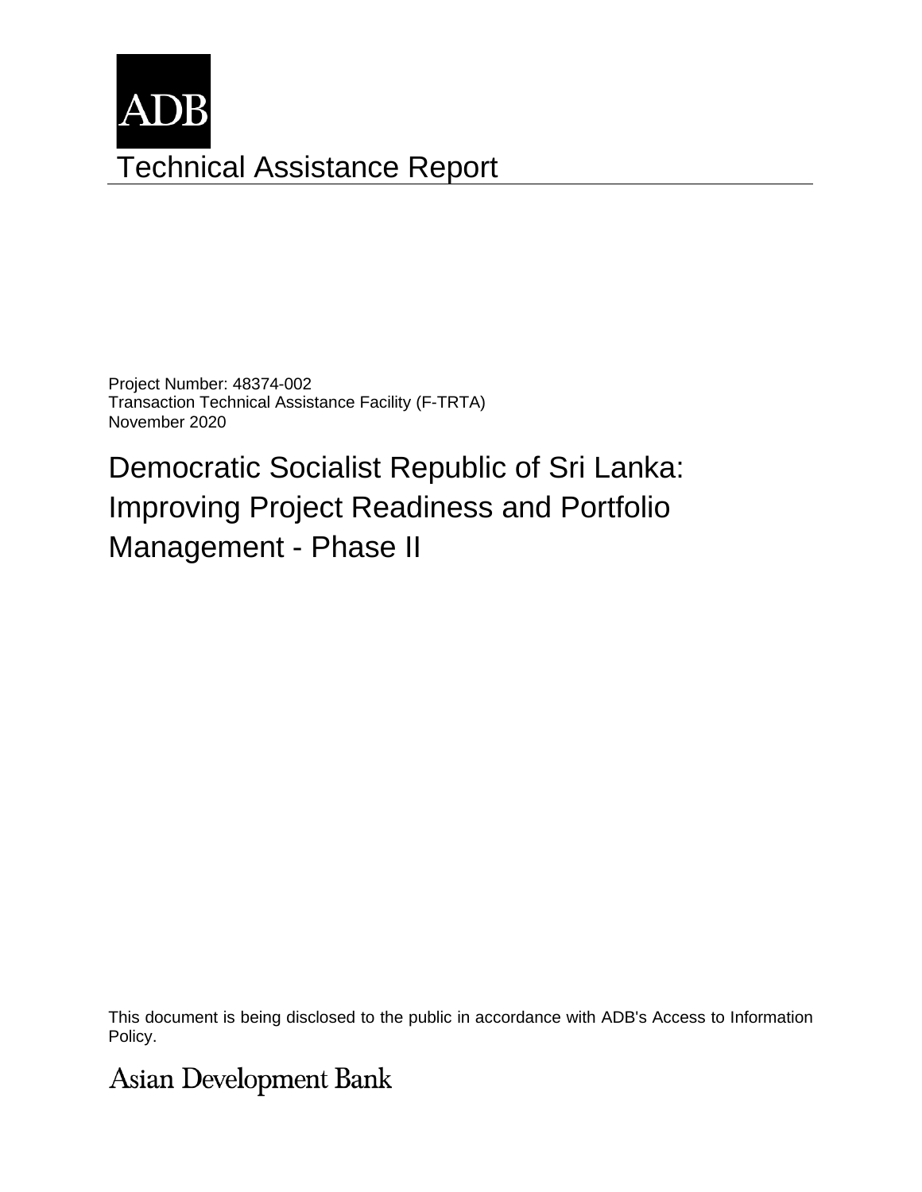ADB

# Technical Assistance Report

Project Number: 48374-002
Transaction Technical Assistance Facility (F-TRTA)
November 2020

# Democratic Socialist Republic of Sri Lanka: Improving Project Readiness and Portfolio Management - Phase II

This document is being disclosed to the public in accordance with ADB's Access to Information Policy.

Asian Development Bank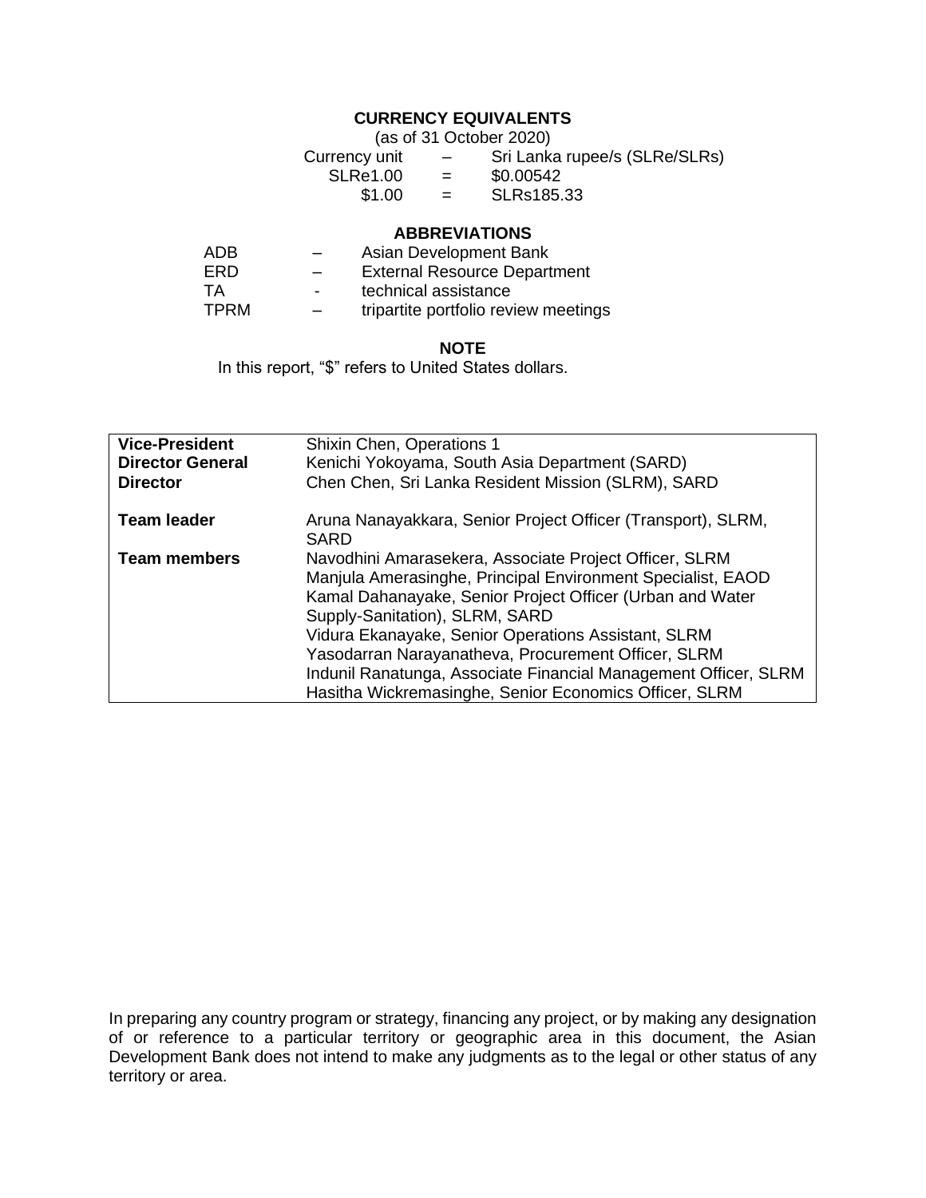## CURRENCY EQUIVALENTS

(as of 31 October 2020)

| | | |
|---|---|---|
| Currency unit | – | Sri Lanka rupee/s (SLRe/SLRs) |
| SLRe1.00 | = | $0.00542 |
| $1.00 | = | SLRs185.33 |

## ABBREVIATIONS

| | | |
|---|---|---|
| ADB | – | Asian Development Bank |
| ERD | – | External Resource Department |
| TA | - | technical assistance |
| TPRM | – | tripartite portfolio review meetings |

## NOTE

In this report, "$" refers to United States dollars.

| | |
|---|---|
| **Vice-President** | Shixin Chen, Operations 1 |
| **Director General** | Kenichi Yokoyama, South Asia Department (SARD) |
| **Director** | Chen Chen, Sri Lanka Resident Mission (SLRM), SARD |
| **Team leader** | Aruna Nanayakkara, Senior Project Officer (Transport), SLRM, SARD |
| **Team members** | Navodhini Amarasekera, Associate Project Officer, SLRM<br>Manjula Amerasinghe, Principal Environment Specialist, EAOD<br>Kamal Dahanayake, Senior Project Officer (Urban and Water Supply-Sanitation), SLRM, SARD<br>Vidura Ekanayake, Senior Operations Assistant, SLRM<br>Yasodarran Narayanatheva, Procurement Officer, SLRM<br>Indunil Ranatunga, Associate Financial Management Officer, SLRM<br>Hasitha Wickremasinghe, Senior Economics Officer, SLRM |

In preparing any country program or strategy, financing any project, or by making any designation of or reference to a particular territory or geographic area in this document, the Asian Development Bank does not intend to make any judgments as to the legal or other status of any territory or area.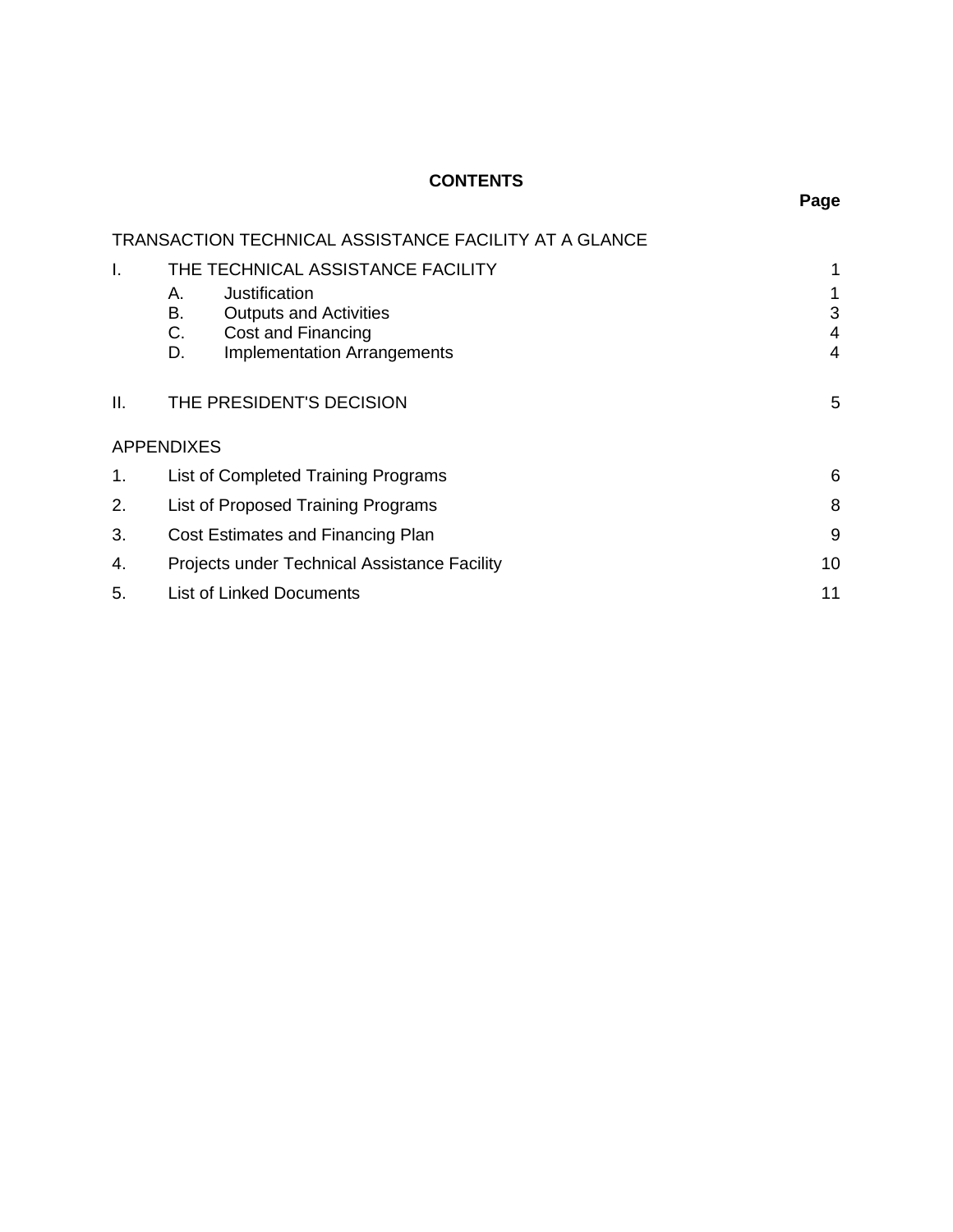**CONTENTS**

| | | Page |
|---|---|---|
| TRANSACTION TECHNICAL ASSISTANCE FACILITY AT A GLANCE | | |
| I. | THE TECHNICAL ASSISTANCE FACILITY | 1 |
| | A. Justification | 1 |
| | B. Outputs and Activities | 3 |
| | C. Cost and Financing | 4 |
| | D. Implementation Arrangements | 4 |
| II. | THE PRESIDENT'S DECISION | 5 |
| APPENDIXES | | |
| 1. | List of Completed Training Programs | 6 |
| 2. | List of Proposed Training Programs | 8 |
| 3. | Cost Estimates and Financing Plan | 9 |
| 4. | Projects under Technical Assistance Facility | 10 |
| 5. | List of Linked Documents | 11 |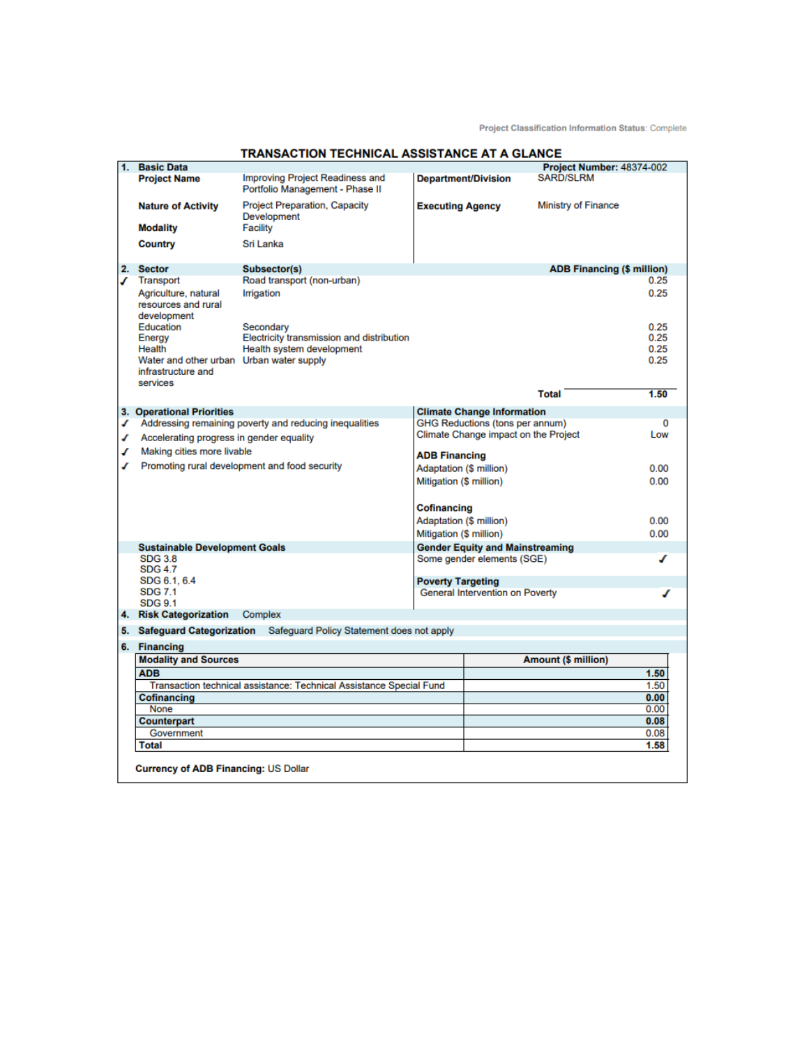Project Classification Information Status: Complete

# TRANSACTION TECHNICAL ASSISTANCE AT A GLANCE

## 1. Basic Data

**Project Number:** 48374-002

| | | | |
|---|---|---|---|
| **Project Name** | Improving Project Readiness and Portfolio Management - Phase II | **Department/Division** | SARD/SLRM |
| **Nature of Activity** | Project Preparation, Capacity Development | **Executing Agency** | Ministry of Finance |
| **Modality** | Facility | | |
| **Country** | Sri Lanka | | |

## 2. Sector

| | Sector | Subsector(s) | ADB Financing ($ million) |
|---|---|---|---|
| ✓ | Transport | Road transport (non-urban) | 0.25 |
| | Agriculture, natural resources and rural development | Irrigation | 0.25 |
| | Education | Secondary | 0.25 |
| | Energy | Electricity transmission and distribution | 0.25 |
| | Health | Health system development | 0.25 |
| | Water and other urban infrastructure and services | Urban water supply | 0.25 |
| | | **Total** | **1.50** |

## 3. Operational Priorities

- ✓ Addressing remaining poverty and reducing inequalities
- ✓ Accelerating progress in gender equality
- ✓ Making cities more livable
- ✓ Promoting rural development and food security

**Climate Change Information**

| | |
|---|---|
| GHG Reductions (tons per annum) | 0 |
| Climate Change impact on the Project | Low |
| **ADB Financing** | |
| Adaptation ($ million) | 0.00 |
| Mitigation ($ million) | 0.00 |
| **Cofinancing** | |
| Adaptation ($ million) | 0.00 |
| Mitigation ($ million) | 0.00 |

**Sustainable Development Goals**

SDG 3.8
SDG 4.7
SDG 6.1, 6.4
SDG 7.1
SDG 9.1

**Gender Equity and Mainstreaming**

Some gender elements (SGE) ✓

**Poverty Targeting**

General Intervention on Poverty ✓

## 4. Risk Categorization

Complex

## 5. Safeguard Categorization

Safeguard Policy Statement does not apply

## 6. Financing

| Modality and Sources | Amount ($ million) |
|---|---|
| **ADB** | **1.50** |
| Transaction technical assistance: Technical Assistance Special Fund | 1.50 |
| **Cofinancing** | **0.00** |
| None | 0.00 |
| **Counterpart** | **0.08** |
| Government | 0.08 |
| **Total** | **1.58** |

**Currency of ADB Financing:** US Dollar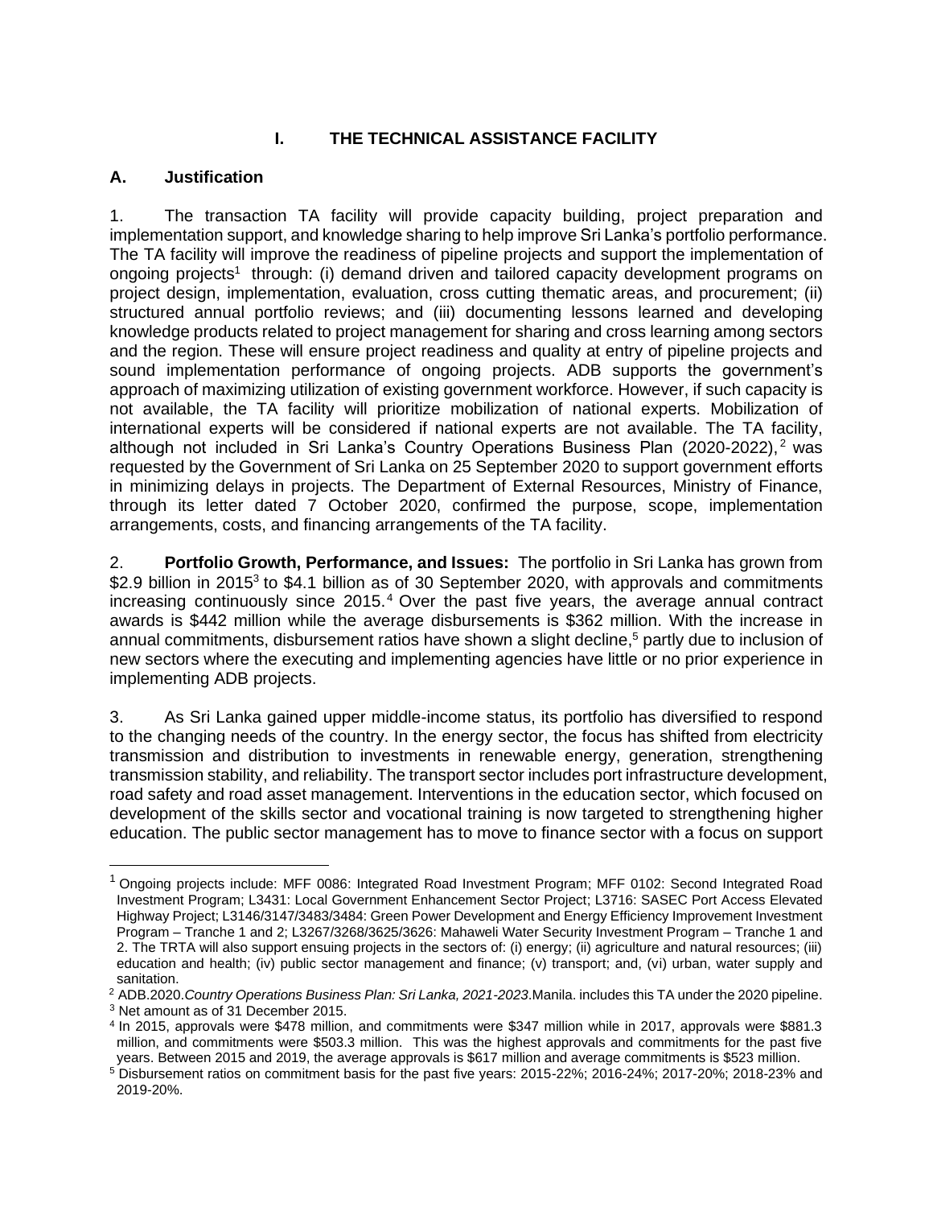# I. THE TECHNICAL ASSISTANCE FACILITY

## A. Justification

1. The transaction TA facility will provide capacity building, project preparation and implementation support, and knowledge sharing to help improve Sri Lanka's portfolio performance. The TA facility will improve the readiness of pipeline projects and support the implementation of ongoing projects[1] through: (i) demand driven and tailored capacity development programs on project design, implementation, evaluation, cross cutting thematic areas, and procurement; (ii) structured annual portfolio reviews; and (iii) documenting lessons learned and developing knowledge products related to project management for sharing and cross learning among sectors and the region. These will ensure project readiness and quality at entry of pipeline projects and sound implementation performance of ongoing projects. ADB supports the government's approach of maximizing utilization of existing government workforce. However, if such capacity is not available, the TA facility will prioritize mobilization of national experts. Mobilization of international experts will be considered if national experts are not available. The TA facility, although not included in Sri Lanka's Country Operations Business Plan (2020-2022),[2] was requested by the Government of Sri Lanka on 25 September 2020 to support government efforts in minimizing delays in projects. The Department of External Resources, Ministry of Finance, through its letter dated 7 October 2020, confirmed the purpose, scope, implementation arrangements, costs, and financing arrangements of the TA facility.

2. **Portfolio Growth, Performance, and Issues:** The portfolio in Sri Lanka has grown from \$2.9 billion in 2015[3] to \$4.1 billion as of 30 September 2020, with approvals and commitments increasing continuously since 2015.[4] Over the past five years, the average annual contract awards is \$442 million while the average disbursements is \$362 million. With the increase in annual commitments, disbursement ratios have shown a slight decline,[5] partly due to inclusion of new sectors where the executing and implementing agencies have little or no prior experience in implementing ADB projects.

3. As Sri Lanka gained upper middle-income status, its portfolio has diversified to respond to the changing needs of the country. In the energy sector, the focus has shifted from electricity transmission and distribution to investments in renewable energy, generation, strengthening transmission stability, and reliability. The transport sector includes port infrastructure development, road safety and road asset management. Interventions in the education sector, which focused on development of the skills sector and vocational training is now targeted to strengthening higher education. The public sector management has to move to finance sector with a focus on support

---

[1] Ongoing projects include: MFF 0086: Integrated Road Investment Program; MFF 0102: Second Integrated Road Investment Program; L3431: Local Government Enhancement Sector Project; L3716: SASEC Port Access Elevated Highway Project; L3146/3147/3483/3484: Green Power Development and Energy Efficiency Improvement Investment Program – Tranche 1 and 2; L3267/3268/3625/3626: Mahaweli Water Security Investment Program – Tranche 1 and 2. The TRTA will also support ensuing projects in the sectors of: (i) energy; (ii) agriculture and natural resources; (iii) education and health; (iv) public sector management and finance; (v) transport; and, (vi) urban, water supply and sanitation.

[2] ADB.2020.*Country Operations Business Plan: Sri Lanka, 2021-2023*.Manila. includes this TA under the 2020 pipeline.

[3] Net amount as of 31 December 2015.

[4] In 2015, approvals were \$478 million, and commitments were \$347 million while in 2017, approvals were \$881.3 million, and commitments were \$503.3 million. This was the highest approvals and commitments for the past five years. Between 2015 and 2019, the average approvals is \$617 million and average commitments is \$523 million.

[5] Disbursement ratios on commitment basis for the past five years: 2015-22%; 2016-24%; 2017-20%; 2018-23% and 2019-20%.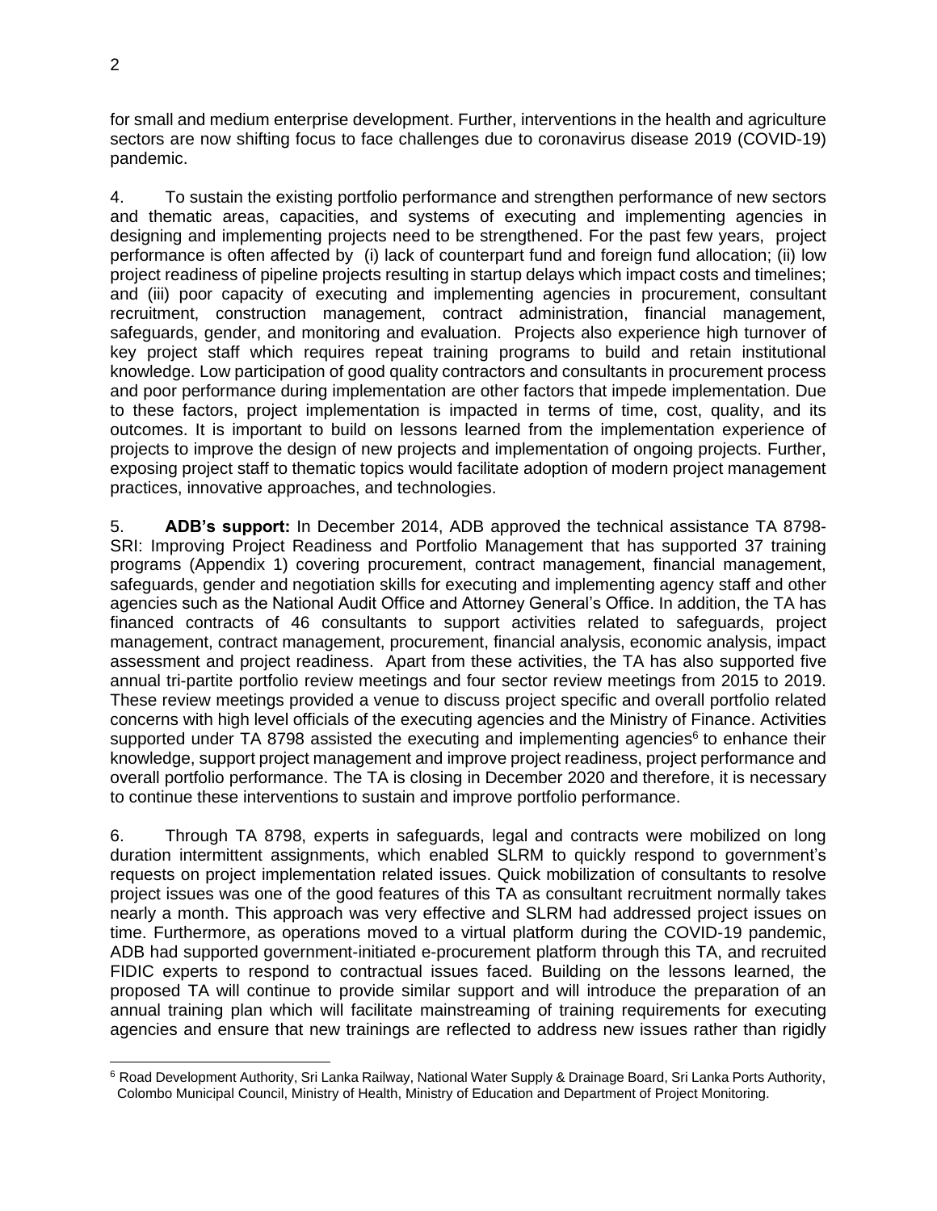for small and medium enterprise development. Further, interventions in the health and agriculture sectors are now shifting focus to face challenges due to coronavirus disease 2019 (COVID-19) pandemic.

4. To sustain the existing portfolio performance and strengthen performance of new sectors and thematic areas, capacities, and systems of executing and implementing agencies in designing and implementing projects need to be strengthened. For the past few years, project performance is often affected by (i) lack of counterpart fund and foreign fund allocation; (ii) low project readiness of pipeline projects resulting in startup delays which impact costs and timelines; and (iii) poor capacity of executing and implementing agencies in procurement, consultant recruitment, construction management, contract administration, financial management, safeguards, gender, and monitoring and evaluation. Projects also experience high turnover of key project staff which requires repeat training programs to build and retain institutional knowledge. Low participation of good quality contractors and consultants in procurement process and poor performance during implementation are other factors that impede implementation. Due to these factors, project implementation is impacted in terms of time, cost, quality, and its outcomes. It is important to build on lessons learned from the implementation experience of projects to improve the design of new projects and implementation of ongoing projects. Further, exposing project staff to thematic topics would facilitate adoption of modern project management practices, innovative approaches, and technologies.

5. **ADB's support:** In December 2014, ADB approved the technical assistance TA 8798-SRI: Improving Project Readiness and Portfolio Management that has supported 37 training programs (Appendix 1) covering procurement, contract management, financial management, safeguards, gender and negotiation skills for executing and implementing agency staff and other agencies such as the National Audit Office and Attorney General's Office. In addition, the TA has financed contracts of 46 consultants to support activities related to safeguards, project management, contract management, procurement, financial analysis, economic analysis, impact assessment and project readiness. Apart from these activities, the TA has also supported five annual tri-partite portfolio review meetings and four sector review meetings from 2015 to 2019. These review meetings provided a venue to discuss project specific and overall portfolio related concerns with high level officials of the executing agencies and the Ministry of Finance. Activities supported under TA 8798 assisted the executing and implementing agencies[6] to enhance their knowledge, support project management and improve project readiness, project performance and overall portfolio performance. The TA is closing in December 2020 and therefore, it is necessary to continue these interventions to sustain and improve portfolio performance.

6. Through TA 8798, experts in safeguards, legal and contracts were mobilized on long duration intermittent assignments, which enabled SLRM to quickly respond to government's requests on project implementation related issues. Quick mobilization of consultants to resolve project issues was one of the good features of this TA as consultant recruitment normally takes nearly a month. This approach was very effective and SLRM had addressed project issues on time. Furthermore, as operations moved to a virtual platform during the COVID-19 pandemic, ADB had supported government-initiated e-procurement platform through this TA, and recruited FIDIC experts to respond to contractual issues faced. Building on the lessons learned, the proposed TA will continue to provide similar support and will introduce the preparation of an annual training plan which will facilitate mainstreaming of training requirements for executing agencies and ensure that new trainings are reflected to address new issues rather than rigidly

[6] Road Development Authority, Sri Lanka Railway, National Water Supply & Drainage Board, Sri Lanka Ports Authority, Colombo Municipal Council, Ministry of Health, Ministry of Education and Department of Project Monitoring.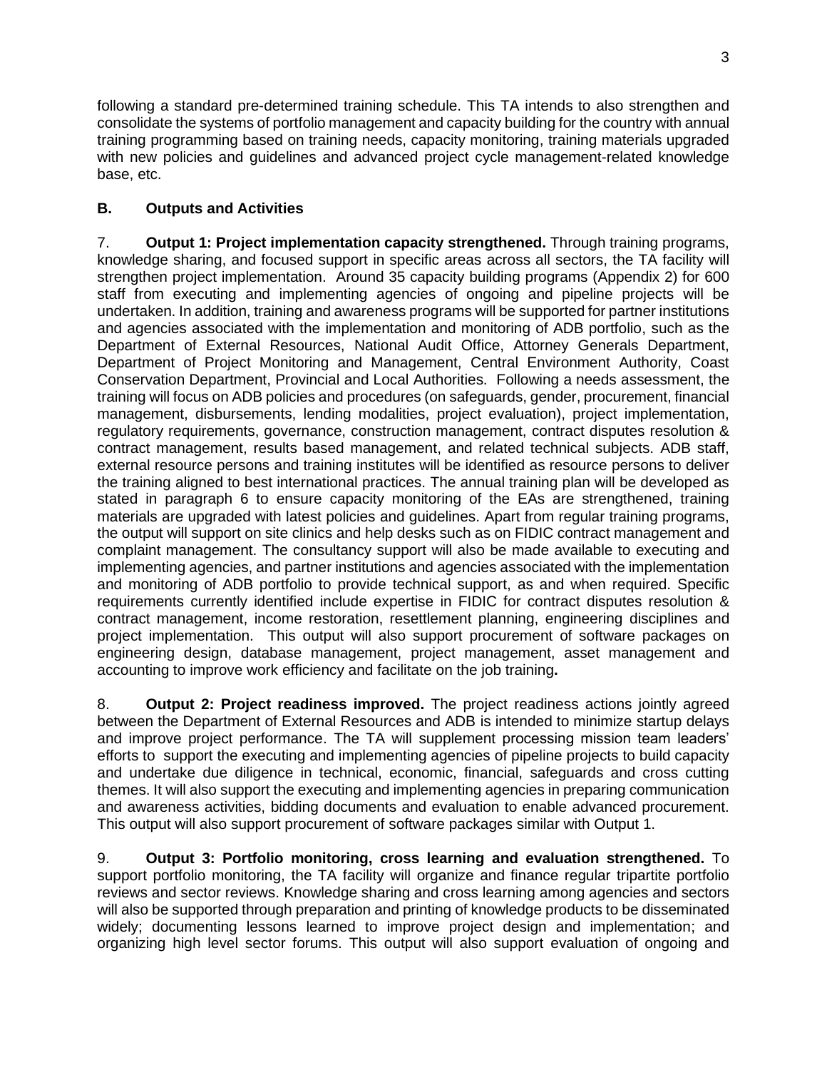following a standard pre-determined training schedule. This TA intends to also strengthen and consolidate the systems of portfolio management and capacity building for the country with annual training programming based on training needs, capacity monitoring, training materials upgraded with new policies and guidelines and advanced project cycle management-related knowledge base, etc.

### B. Outputs and Activities

7. **Output 1: Project implementation capacity strengthened.** Through training programs, knowledge sharing, and focused support in specific areas across all sectors, the TA facility will strengthen project implementation. Around 35 capacity building programs (Appendix 2) for 600 staff from executing and implementing agencies of ongoing and pipeline projects will be undertaken. In addition, training and awareness programs will be supported for partner institutions and agencies associated with the implementation and monitoring of ADB portfolio, such as the Department of External Resources, National Audit Office, Attorney Generals Department, Department of Project Monitoring and Management, Central Environment Authority, Coast Conservation Department, Provincial and Local Authorities. Following a needs assessment, the training will focus on ADB policies and procedures (on safeguards, gender, procurement, financial management, disbursements, lending modalities, project evaluation), project implementation, regulatory requirements, governance, construction management, contract disputes resolution & contract management, results based management, and related technical subjects. ADB staff, external resource persons and training institutes will be identified as resource persons to deliver the training aligned to best international practices. The annual training plan will be developed as stated in paragraph 6 to ensure capacity monitoring of the EAs are strengthened, training materials are upgraded with latest policies and guidelines. Apart from regular training programs, the output will support on site clinics and help desks such as on FIDIC contract management and complaint management. The consultancy support will also be made available to executing and implementing agencies, and partner institutions and agencies associated with the implementation and monitoring of ADB portfolio to provide technical support, as and when required. Specific requirements currently identified include expertise in FIDIC for contract disputes resolution & contract management, income restoration, resettlement planning, engineering disciplines and project implementation. This output will also support procurement of software packages on engineering design, database management, project management, asset management and accounting to improve work efficiency and facilitate on the job training**.**

8. **Output 2: Project readiness improved.** The project readiness actions jointly agreed between the Department of External Resources and ADB is intended to minimize startup delays and improve project performance. The TA will supplement processing mission team leaders' efforts to support the executing and implementing agencies of pipeline projects to build capacity and undertake due diligence in technical, economic, financial, safeguards and cross cutting themes. It will also support the executing and implementing agencies in preparing communication and awareness activities, bidding documents and evaluation to enable advanced procurement. This output will also support procurement of software packages similar with Output 1.

9. **Output 3: Portfolio monitoring, cross learning and evaluation strengthened.** To support portfolio monitoring, the TA facility will organize and finance regular tripartite portfolio reviews and sector reviews. Knowledge sharing and cross learning among agencies and sectors will also be supported through preparation and printing of knowledge products to be disseminated widely; documenting lessons learned to improve project design and implementation; and organizing high level sector forums. This output will also support evaluation of ongoing and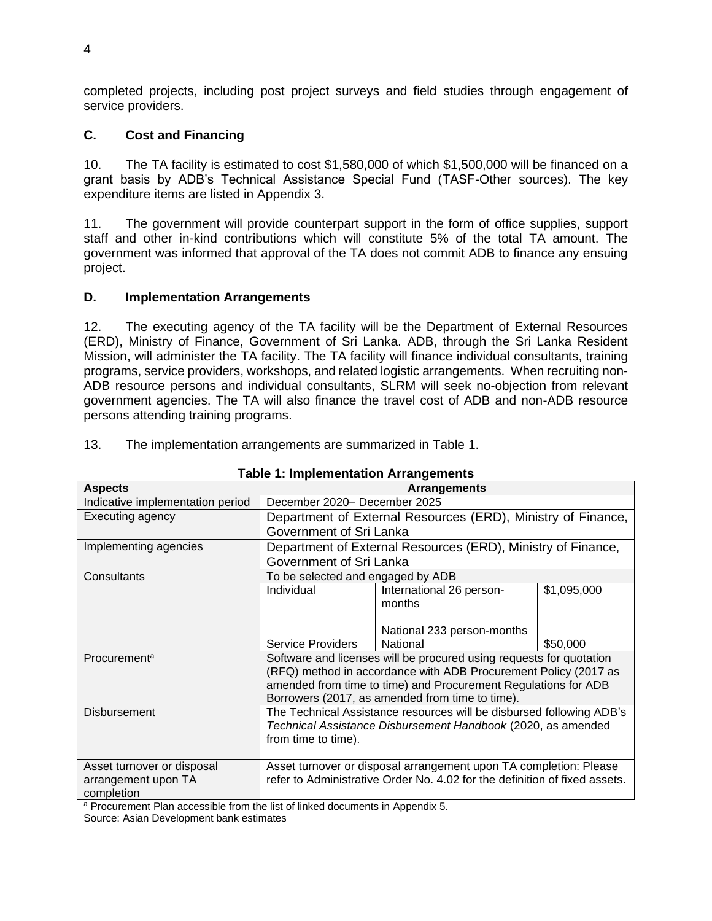completed projects, including post project surveys and field studies through engagement of service providers.

### C. Cost and Financing

10. The TA facility is estimated to cost $1,580,000 of which $1,500,000 will be financed on a grant basis by ADB's Technical Assistance Special Fund (TASF-Other sources). The key expenditure items are listed in Appendix 3.

11. The government will provide counterpart support in the form of office supplies, support staff and other in-kind contributions which will constitute 5% of the total TA amount. The government was informed that approval of the TA does not commit ADB to finance any ensuing project.

### D. Implementation Arrangements

12. The executing agency of the TA facility will be the Department of External Resources (ERD), Ministry of Finance, Government of Sri Lanka. ADB, through the Sri Lanka Resident Mission, will administer the TA facility. The TA facility will finance individual consultants, training programs, service providers, workshops, and related logistic arrangements. When recruiting non-ADB resource persons and individual consultants, SLRM will seek no-objection from relevant government agencies. The TA will also finance the travel cost of ADB and non-ADB resource persons attending training programs.

13. The implementation arrangements are summarized in Table 1.

**Table 1: Implementation Arrangements**

| Aspects | Arrangements | | |
|---|---|---|---|
| Indicative implementation period | December 2020– December 2025 | | |
| Executing agency | Department of External Resources (ERD), Ministry of Finance, Government of Sri Lanka | | |
| Implementing agencies | Department of External Resources (ERD), Ministry of Finance, Government of Sri Lanka | | |
| Consultants | To be selected and engaged by ADB | | |
| | Individual | International 26 person-months<br><br>National 233 person-months | $1,095,000 |
| | Service Providers | National | $50,000 |
| Procurement[a] | Software and licenses will be procured using requests for quotation (RFQ) method in accordance with ADB Procurement Policy (2017 as amended from time to time) and Procurement Regulations for ADB Borrowers (2017, as amended from time to time). | | |
| Disbursement | The Technical Assistance resources will be disbursed following ADB's *Technical Assistance Disbursement Handbook* (2020, as amended from time to time). | | |
| Asset turnover or disposal arrangement upon TA completion | Asset turnover or disposal arrangement upon TA completion: Please refer to Administrative Order No. 4.02 for the definition of fixed assets. | | |

[a] Procurement Plan accessible from the list of linked documents in Appendix 5.
Source: Asian Development bank estimates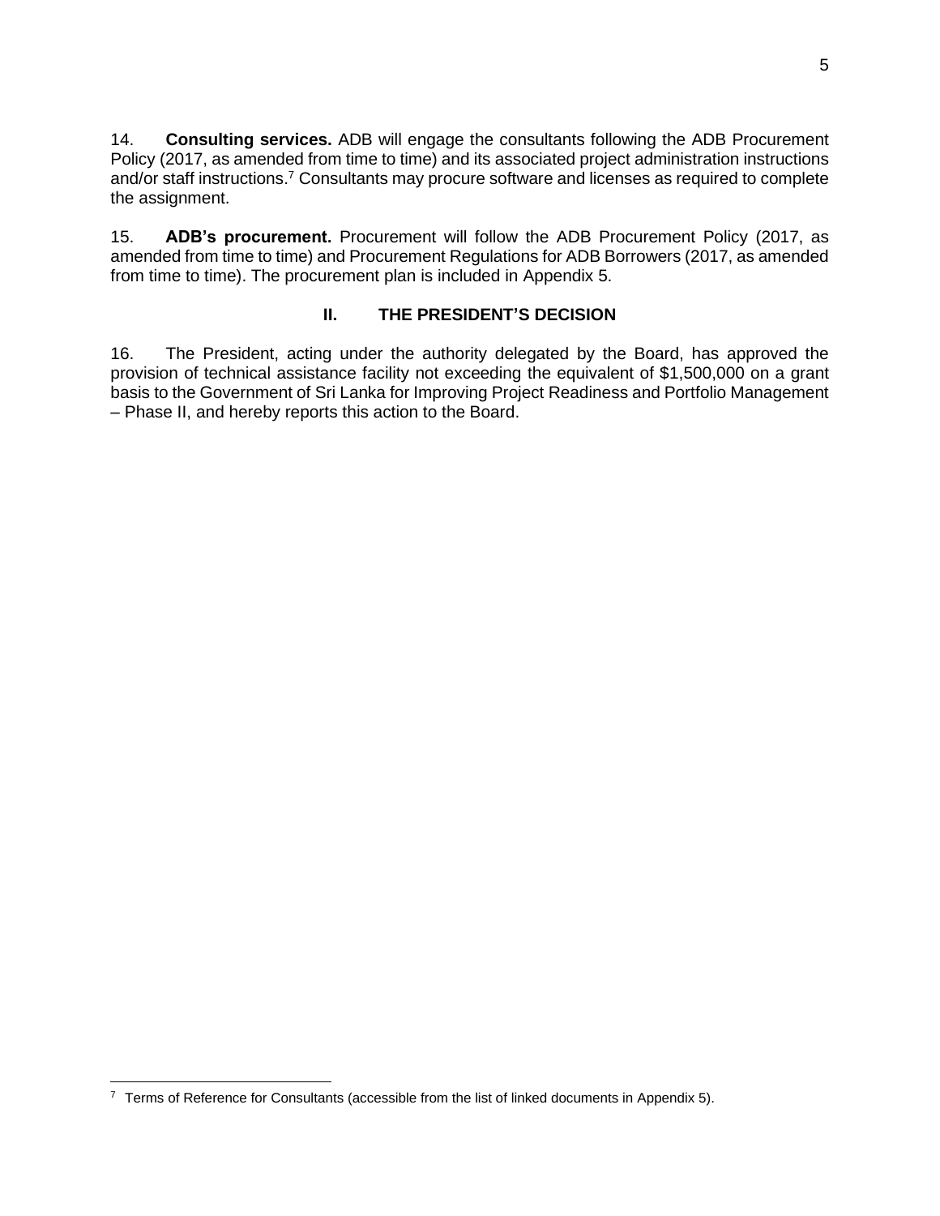14. **Consulting services.** ADB will engage the consultants following the ADB Procurement Policy (2017, as amended from time to time) and its associated project administration instructions and/or staff instructions.[7] Consultants may procure software and licenses as required to complete the assignment.

15. **ADB's procurement.** Procurement will follow the ADB Procurement Policy (2017, as amended from time to time) and Procurement Regulations for ADB Borrowers (2017, as amended from time to time). The procurement plan is included in Appendix 5.

## II. THE PRESIDENT'S DECISION

16. The President, acting under the authority delegated by the Board, has approved the provision of technical assistance facility not exceeding the equivalent of $1,500,000 on a grant basis to the Government of Sri Lanka for Improving Project Readiness and Portfolio Management – Phase II, and hereby reports this action to the Board.

---

[7] Terms of Reference for Consultants (accessible from the list of linked documents in Appendix 5).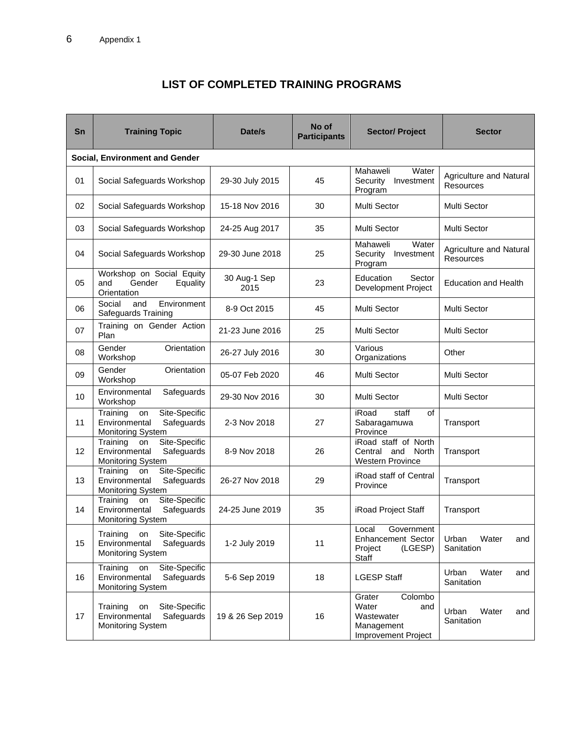Appendix 1

# LIST OF COMPLETED TRAINING PROGRAMS

| Sn | Training Topic | Date/s | No of Participants | Sector/ Project | Sector |
|---|---|---|---|---|---|
| **Social, Environment and Gender** | | | | | |
| 01 | Social Safeguards Workshop | 29-30 July 2015 | 45 | Mahaweli Water Security Investment Program | Agriculture and Natural Resources |
| 02 | Social Safeguards Workshop | 15-18 Nov 2016 | 30 | Multi Sector | Multi Sector |
| 03 | Social Safeguards Workshop | 24-25 Aug 2017 | 35 | Multi Sector | Multi Sector |
| 04 | Social Safeguards Workshop | 29-30 June 2018 | 25 | Mahaweli Water Security Investment Program | Agriculture and Natural Resources |
| 05 | Workshop on Social Equity and Gender Equality Orientation | 30 Aug-1 Sep 2015 | 23 | Education Sector Development Project | Education and Health |
| 06 | Social and Environment Safeguards Training | 8-9 Oct 2015 | 45 | Multi Sector | Multi Sector |
| 07 | Training on Gender Action Plan | 21-23 June 2016 | 25 | Multi Sector | Multi Sector |
| 08 | Gender Orientation Workshop | 26-27 July 2016 | 30 | Various Organizations | Other |
| 09 | Gender Orientation Workshop | 05-07 Feb 2020 | 46 | Multi Sector | Multi Sector |
| 10 | Environmental Safeguards Workshop | 29-30 Nov 2016 | 30 | Multi Sector | Multi Sector |
| 11 | Training on Site-Specific Environmental Safeguards Monitoring System | 2-3 Nov 2018 | 27 | iRoad staff of Sabaragamuwa Province | Transport |
| 12 | Training on Site-Specific Environmental Safeguards Monitoring System | 8-9 Nov 2018 | 26 | iRoad staff of North Central and North Western Province | Transport |
| 13 | Training on Site-Specific Environmental Safeguards Monitoring System | 26-27 Nov 2018 | 29 | iRoad staff of Central Province | Transport |
| 14 | Training on Site-Specific Environmental Safeguards Monitoring System | 24-25 June 2019 | 35 | iRoad Project Staff | Transport |
| 15 | Training on Site-Specific Environmental Safeguards Monitoring System | 1-2 July 2019 | 11 | Local Government Enhancement Sector Project (LGESP) Staff | Urban Water and Sanitation |
| 16 | Training on Site-Specific Environmental Safeguards Monitoring System | 5-6 Sep 2019 | 18 | LGESP Staff | Urban Water and Sanitation |
| 17 | Training on Site-Specific Environmental Safeguards Monitoring System | 19 & 26 Sep 2019 | 16 | Grater Colombo Water and Wastewater Management Improvement Project | Urban Water and Sanitation |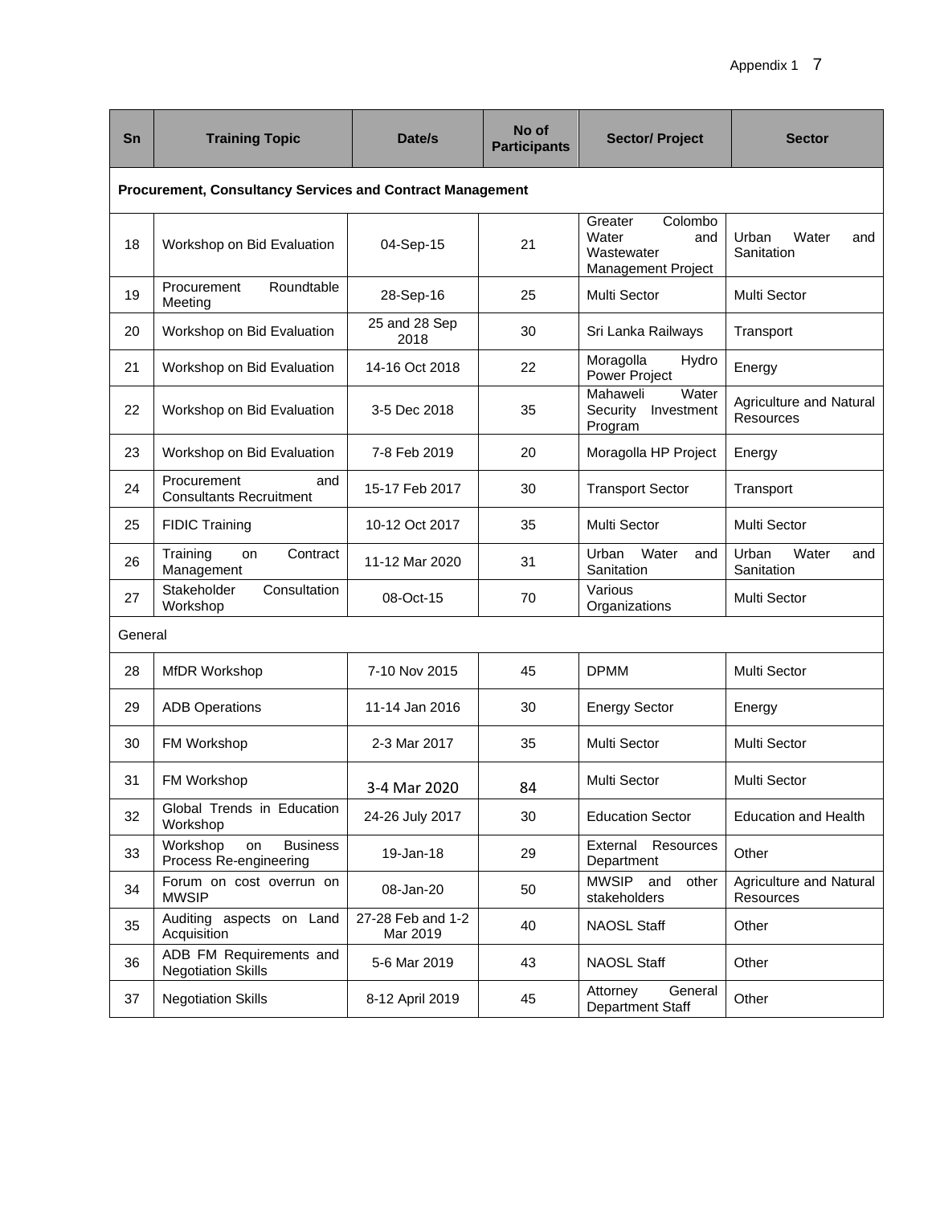| Sn | Training Topic | Date/s | No of Participants | Sector/ Project | Sector |
|---|---|---|---|---|---|
| **Procurement, Consultancy Services and Contract Management** | | | | | |
| 18 | Workshop on Bid Evaluation | 04-Sep-15 | 21 | Greater Colombo Water and Wastewater Management Project | Urban Water and Sanitation |
| 19 | Procurement Roundtable Meeting | 28-Sep-16 | 25 | Multi Sector | Multi Sector |
| 20 | Workshop on Bid Evaluation | 25 and 28 Sep 2018 | 30 | Sri Lanka Railways | Transport |
| 21 | Workshop on Bid Evaluation | 14-16 Oct 2018 | 22 | Moragolla Hydro Power Project | Energy |
| 22 | Workshop on Bid Evaluation | 3-5 Dec 2018 | 35 | Mahaweli Water Security Investment Program | Agriculture and Natural Resources |
| 23 | Workshop on Bid Evaluation | 7-8 Feb 2019 | 20 | Moragolla HP Project | Energy |
| 24 | Procurement and Consultants Recruitment | 15-17 Feb 2017 | 30 | Transport Sector | Transport |
| 25 | FIDIC Training | 10-12 Oct 2017 | 35 | Multi Sector | Multi Sector |
| 26 | Training on Contract Management | 11-12 Mar 2020 | 31 | Urban Water and Sanitation | Urban Water and Sanitation |
| 27 | Stakeholder Consultation Workshop | 08-Oct-15 | 70 | Various Organizations | Multi Sector |
| General | | | | | |
| 28 | MfDR Workshop | 7-10 Nov 2015 | 45 | DPMM | Multi Sector |
| 29 | ADB Operations | 11-14 Jan 2016 | 30 | Energy Sector | Energy |
| 30 | FM Workshop | 2-3 Mar 2017 | 35 | Multi Sector | Multi Sector |
| 31 | FM Workshop | 3-4 Mar 2020 | 84 | Multi Sector | Multi Sector |
| 32 | Global Trends in Education Workshop | 24-26 July 2017 | 30 | Education Sector | Education and Health |
| 33 | Workshop on Business Process Re-engineering | 19-Jan-18 | 29 | External Resources Department | Other |
| 34 | Forum on cost overrun on MWSIP | 08-Jan-20 | 50 | MWSIP and other stakeholders | Agriculture and Natural Resources |
| 35 | Auditing aspects on Land Acquisition | 27-28 Feb and 1-2 Mar 2019 | 40 | NAOSL Staff | Other |
| 36 | ADB FM Requirements and Negotiation Skills | 5-6 Mar 2019 | 43 | NAOSL Staff | Other |
| 37 | Negotiation Skills | 8-12 April 2019 | 45 | Attorney General Department Staff | Other |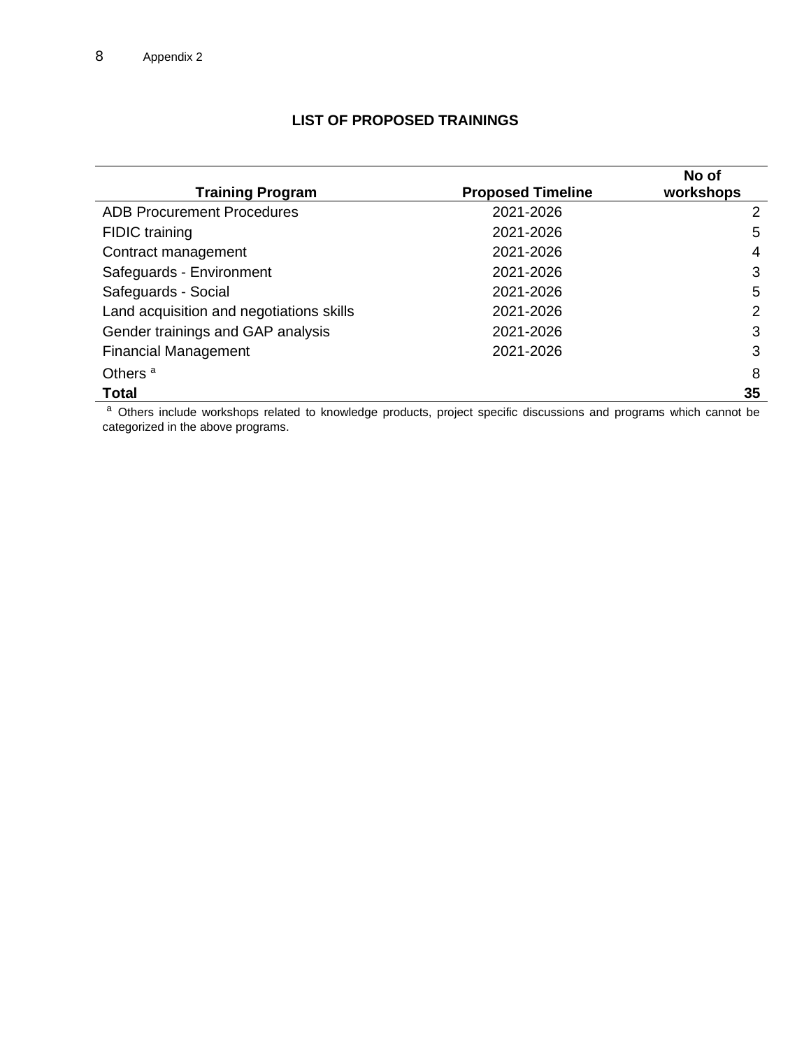## LIST OF PROPOSED TRAININGS

| Training Program | Proposed Timeline | No of workshops |
|---|---|---|
| ADB Procurement Procedures | 2021-2026 | 2 |
| FIDIC training | 2021-2026 | 5 |
| Contract management | 2021-2026 | 4 |
| Safeguards - Environment | 2021-2026 | 3 |
| Safeguards - Social | 2021-2026 | 5 |
| Land acquisition and negotiations skills | 2021-2026 | 2 |
| Gender trainings and GAP analysis | 2021-2026 | 3 |
| Financial Management | 2021-2026 | 3 |
| Others [a] | | 8 |
| **Total** | | **35** |

[a] Others include workshops related to knowledge products, project specific discussions and programs which cannot be categorized in the above programs.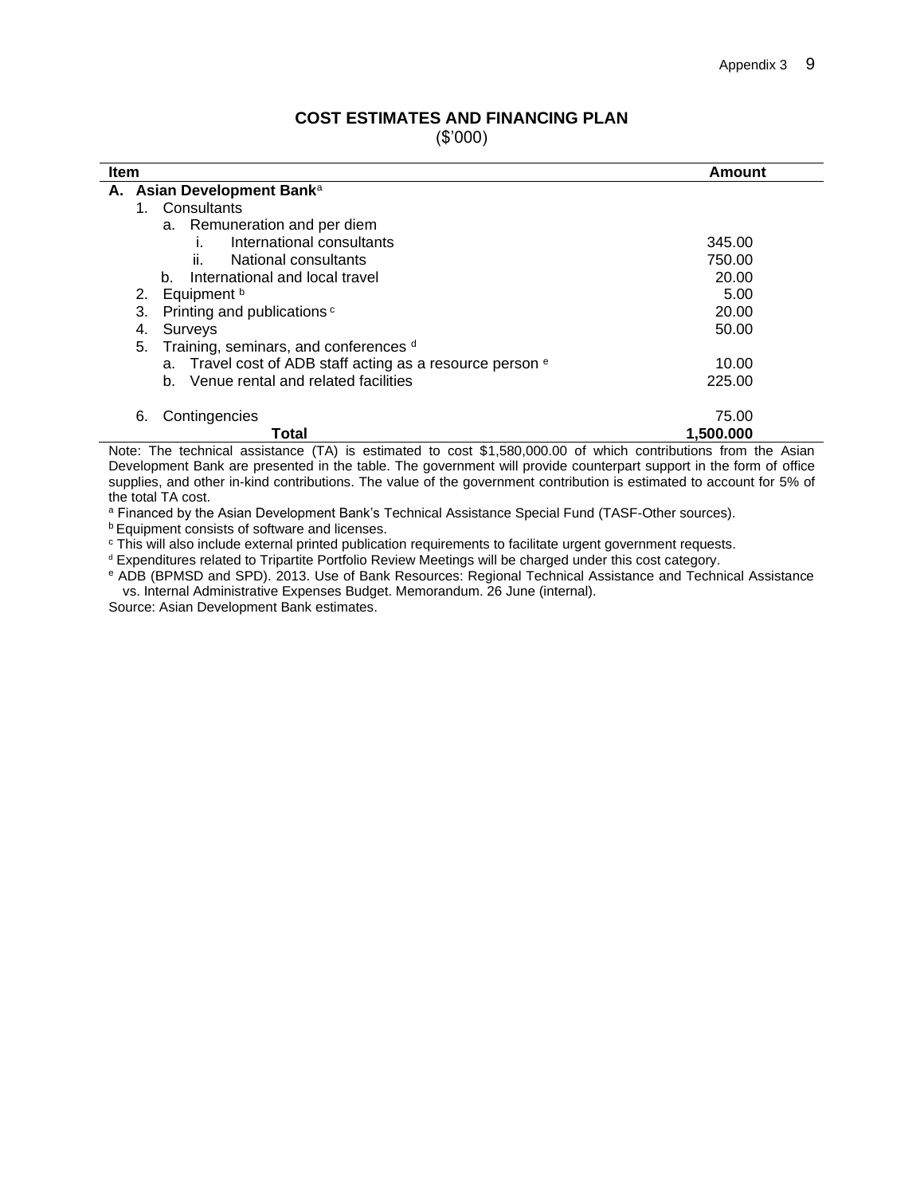## COST ESTIMATES AND FINANCING PLAN

($'000)

| Item | Amount |
|---|---|
| **A. Asian Development Bank**[a] | |
| 1. Consultants | |
| a. Remuneration and per diem | |
| i. International consultants | 345.00 |
| ii. National consultants | 750.00 |
| b. International and local travel | 20.00 |
| 2. Equipment [b] | 5.00 |
| 3. Printing and publications [c] | 20.00 |
| 4. Surveys | 50.00 |
| 5. Training, seminars, and conferences [d] | |
| a. Travel cost of ADB staff acting as a resource person [e] | 10.00 |
| b. Venue rental and related facilities | 225.00 |
| 6. Contingencies | 75.00 |
| **Total** | **1,500.000** |

Note: The technical assistance (TA) is estimated to cost $1,580,000.00 of which contributions from the Asian Development Bank are presented in the table. The government will provide counterpart support in the form of office supplies, and other in-kind contributions. The value of the government contribution is estimated to account for 5% of the total TA cost.

[a] Financed by the Asian Development Bank's Technical Assistance Special Fund (TASF-Other sources).

[b] Equipment consists of software and licenses.

[c] This will also include external printed publication requirements to facilitate urgent government requests.

[d] Expenditures related to Tripartite Portfolio Review Meetings will be charged under this cost category.

[e] ADB (BPMSD and SPD). 2013. Use of Bank Resources: Regional Technical Assistance and Technical Assistance vs. Internal Administrative Expenses Budget. Memorandum. 26 June (internal).

Source: Asian Development Bank estimates.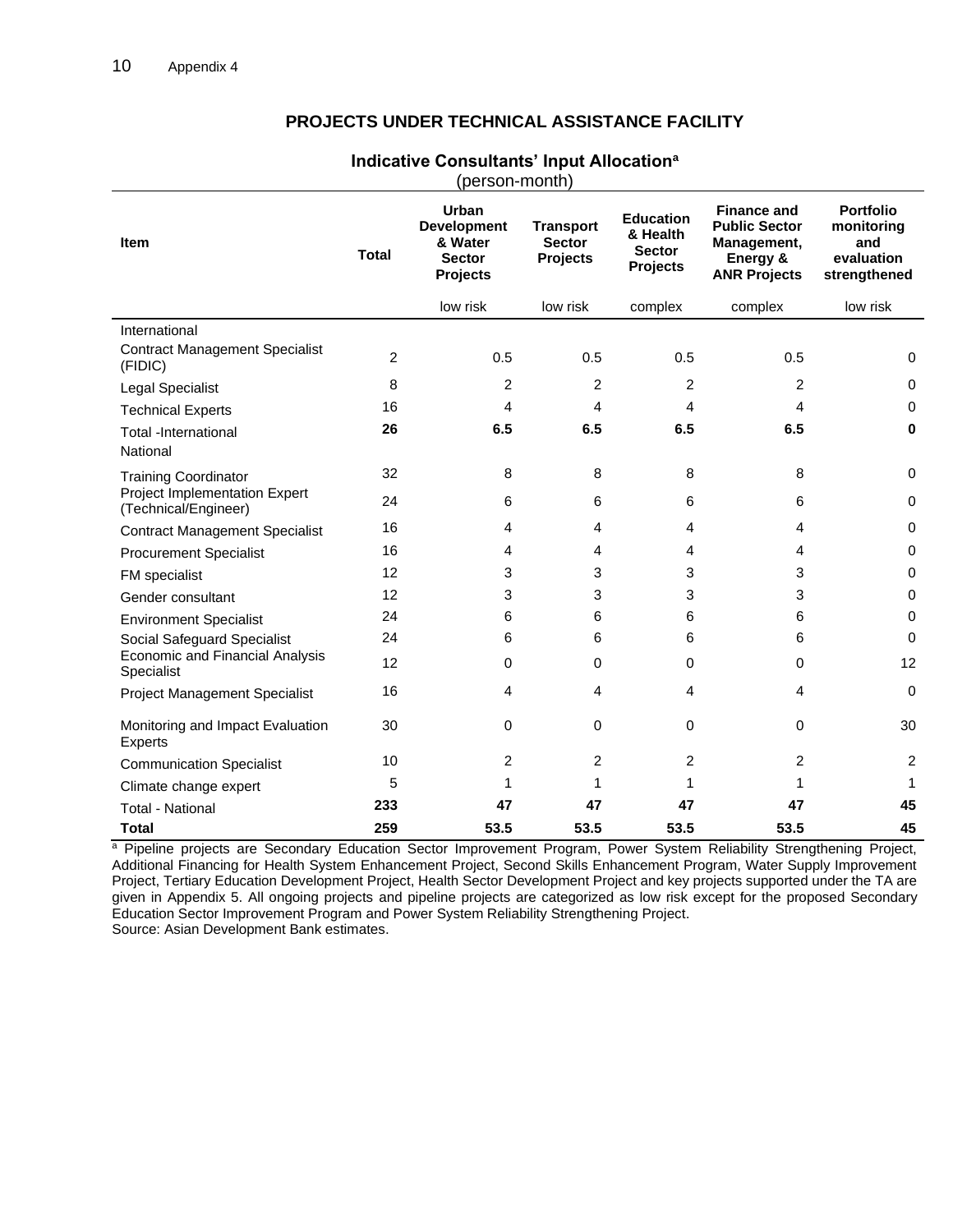## PROJECTS UNDER TECHNICAL ASSISTANCE FACILITY

### Indicative Consultants' Input Allocation[a]

(person-month)

| Item | Total | Urban Development & Water Sector Projects | Transport Sector Projects | Education & Health Sector Projects | Finance and Public Sector Management, Energy & ANR Projects | Portfolio monitoring and evaluation strengthened |
|---|---|---|---|---|---|---|
| | | low risk | low risk | complex | complex | low risk |
| International | | | | | | |
| Contract Management Specialist (FIDIC) | 2 | 0.5 | 0.5 | 0.5 | 0.5 | 0 |
| Legal Specialist | 8 | 2 | 2 | 2 | 2 | 0 |
| Technical Experts | 16 | 4 | 4 | 4 | 4 | 0 |
| **Total -International** | **26** | **6.5** | **6.5** | **6.5** | **6.5** | **0** |
| National | | | | | | |
| Training Coordinator | 32 | 8 | 8 | 8 | 8 | 0 |
| Project Implementation Expert (Technical/Engineer) | 24 | 6 | 6 | 6 | 6 | 0 |
| Contract Management Specialist | 16 | 4 | 4 | 4 | 4 | 0 |
| Procurement Specialist | 16 | 4 | 4 | 4 | 4 | 0 |
| FM specialist | 12 | 3 | 3 | 3 | 3 | 0 |
| Gender consultant | 12 | 3 | 3 | 3 | 3 | 0 |
| Environment Specialist | 24 | 6 | 6 | 6 | 6 | 0 |
| Social Safeguard Specialist | 24 | 6 | 6 | 6 | 6 | 0 |
| Economic and Financial Analysis Specialist | 12 | 0 | 0 | 0 | 0 | 12 |
| Project Management Specialist | 16 | 4 | 4 | 4 | 4 | 0 |
| Monitoring and Impact Evaluation Experts | 30 | 0 | 0 | 0 | 0 | 30 |
| Communication Specialist | 10 | 2 | 2 | 2 | 2 | 2 |
| Climate change expert | 5 | 1 | 1 | 1 | 1 | 1 |
| **Total - National** | **233** | **47** | **47** | **47** | **47** | **45** |
| **Total** | **259** | **53.5** | **53.5** | **53.5** | **53.5** | **45** |

[a] Pipeline projects are Secondary Education Sector Improvement Program, Power System Reliability Strengthening Project, Additional Financing for Health System Enhancement Project, Second Skills Enhancement Program, Water Supply Improvement Project, Tertiary Education Development Project, Health Sector Development Project and key projects supported under the TA are given in Appendix 5. All ongoing projects and pipeline projects are categorized as low risk except for the proposed Secondary Education Sector Improvement Program and Power System Reliability Strengthening Project.

Source: Asian Development Bank estimates.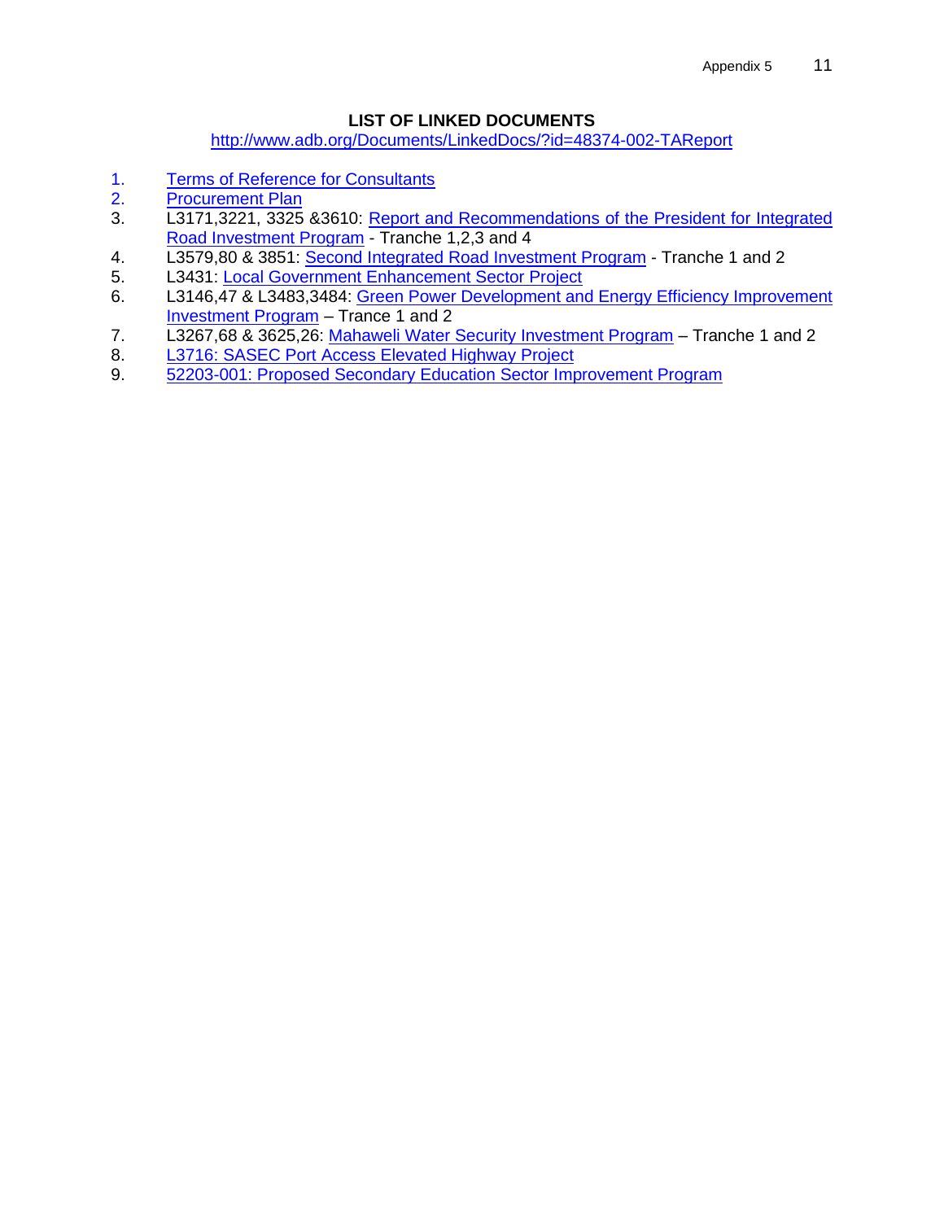**LIST OF LINKED DOCUMENTS**

http://www.adb.org/Documents/LinkedDocs/?id=48374-002-TAReport

1. Terms of Reference for Consultants
2. Procurement Plan
3. L3171,3221, 3325 &3610: Report and Recommendations of the President for Integrated Road Investment Program - Tranche 1,2,3 and 4
4. L3579,80 & 3851: Second Integrated Road Investment Program - Tranche 1 and 2
5. L3431: Local Government Enhancement Sector Project
6. L3146,47 & L3483,3484: Green Power Development and Energy Efficiency Improvement Investment Program – Trance 1 and 2
7. L3267,68 & 3625,26: Mahaweli Water Security Investment Program – Tranche 1 and 2
8. L3716: SASEC Port Access Elevated Highway Project
9. 52203-001: Proposed Secondary Education Sector Improvement Program